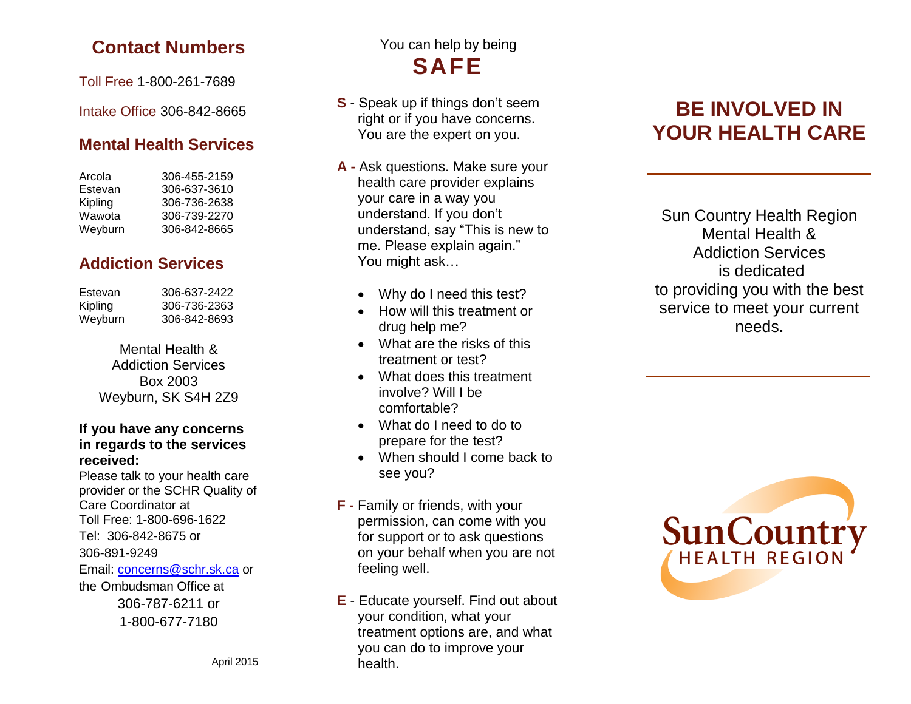## Contact Numbers

Toll Free 1-800-261-7689

Intake Office 306-842-8665

### Mental Health Services

| | |
|---|---|
| Arcola | 306-455-2159 |
| Estevan | 306-637-3610 |
| Kipling | 306-736-2638 |
| Wawota | 306-739-2270 |
| Weyburn | 306-842-8665 |

### Addiction Services

| | |
|---|---|
| Estevan | 306-637-2422 |
| Kipling | 306-736-2363 |
| Weyburn | 306-842-8693 |

Mental Health &
Addiction Services
Box 2003
Weyburn, SK S4H 2Z9

**If you have any concerns in regards to the services received:**

Please talk to your health care provider or the SCHR Quality of Care Coordinator at
Toll Free: 1-800-696-1622
Tel: 306-842-8675 or
306-891-9249
Email: concerns@schr.sk.ca or
the Ombudsman Office at
306-787-6211 or
1-800-677-7180

April 2015

You can help by being

## SAFE

**S** - Speak up if things don't seem right or if you have concerns. You are the expert on you.

**A** - Ask questions. Make sure your health care provider explains your care in a way you understand. If you don't understand, say "This is new to me. Please explain again." You might ask…

- Why do I need this test?
- How will this treatment or drug help me?
- What are the risks of this treatment or test?
- What does this treatment involve? Will I be comfortable?
- What do I need to do to prepare for the test?
- When should I come back to see you?

**F** - Family or friends, with your permission, can come with you for support or to ask questions on your behalf when you are not feeling well.

**E** - Educate yourself. Find out about your condition, what your treatment options are, and what you can do to improve your health.

# BE INVOLVED IN YOUR HEALTH CARE

Sun Country Health Region
Mental Health &
Addiction Services
is dedicated
to providing you with the best service to meet your current needs.

SunCountry
HEALTH REGION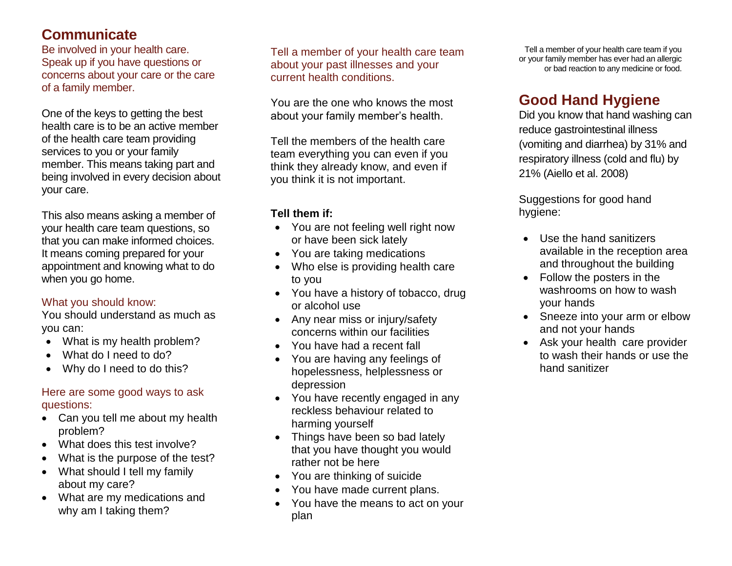## Communicate

Be involved in your health care. Speak up if you have questions or concerns about your care or the care of a family member.

One of the keys to getting the best health care is to be an active member of the health care team providing services to you or your family member. This means taking part and being involved in every decision about your care.

This also means asking a member of your health care team questions, so that you can make informed choices. It means coming prepared for your appointment and knowing what to do when you go home.

What you should know:

You should understand as much as you can:

- What is my health problem?
- What do I need to do?
- Why do I need to do this?

Here are some good ways to ask questions:

- Can you tell me about my health problem?
- What does this test involve?
- What is the purpose of the test?
- What should I tell my family about my care?
- What are my medications and why am I taking them?

Tell a member of your health care team about your past illnesses and your current health conditions.

You are the one who knows the most about your family member's health.

Tell the members of the health care team everything you can even if you think they already know, and even if you think it is not important.

**Tell them if:**

- You are not feeling well right now or have been sick lately
- You are taking medications
- Who else is providing health care to you
- You have a history of tobacco, drug or alcohol use
- Any near miss or injury/safety concerns within our facilities
- You have had a recent fall
- You are having any feelings of hopelessness, helplessness or depression
- You have recently engaged in any reckless behaviour related to harming yourself
- Things have been so bad lately that you have thought you would rather not be here
- You are thinking of suicide
- You have made current plans.
- You have the means to act on your plan

Tell a member of your health care team if you or your family member has ever had an allergic or bad reaction to any medicine or food.

## Good Hand Hygiene

Did you know that hand washing can reduce gastrointestinal illness (vomiting and diarrhea) by 31% and respiratory illness (cold and flu) by 21% (Aiello et al. 2008)

Suggestions for good hand hygiene:

- Use the hand sanitizers available in the reception area and throughout the building
- Follow the posters in the washrooms on how to wash your hands
- Sneeze into your arm or elbow and not your hands
- Ask your health care provider to wash their hands or use the hand sanitizer